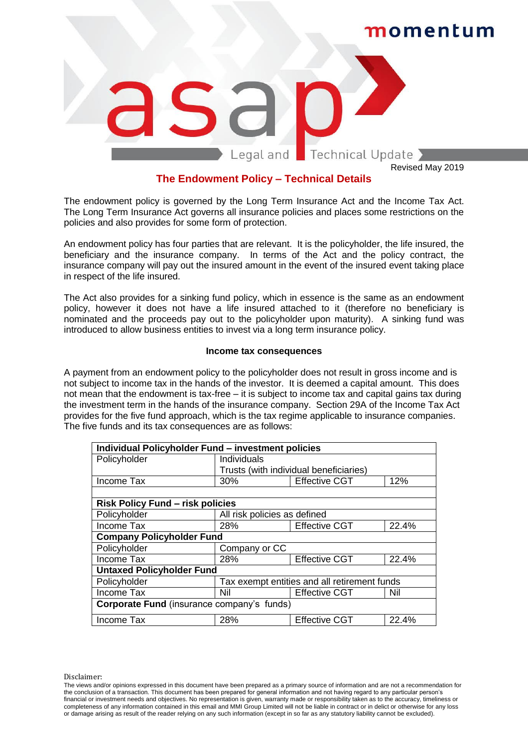momentum

asap Legal and Technical Update

Revised May 2019

# The Endowment Policy – Technical Details

The endowment policy is governed by the Long Term Insurance Act and the Income Tax Act. The Long Term Insurance Act governs all insurance policies and places some restrictions on the policies and also provides for some form of protection.

An endowment policy has four parties that are relevant. It is the policyholder, the life insured, the beneficiary and the insurance company. In terms of the Act and the policy contract, the insurance company will pay out the insured amount in the event of the insured event taking place in respect of the life insured.

The Act also provides for a sinking fund policy, which in essence is the same as an endowment policy, however it does not have a life insured attached to it (therefore no beneficiary is nominated and the proceeds pay out to the policyholder upon maturity). A sinking fund was introduced to allow business entities to invest via a long term insurance policy.

## Income tax consequences

A payment from an endowment policy to the policyholder does not result in gross income and is not subject to income tax in the hands of the investor. It is deemed a capital amount. This does not mean that the endowment is tax-free – it is subject to income tax and capital gains tax during the investment term in the hands of the insurance company. Section 29A of the Income Tax Act provides for the five fund approach, which is the tax regime applicable to insurance companies. The five funds and its tax consequences are as follows:

| **Individual Policyholder Fund – investment policies** | | | |
|---|---|---|---|
| Policyholder | Individuals<br>Trusts (with individual beneficiaries) | | |
| Income Tax | 30% | Effective CGT | 12% |
| | | | |
| **Risk Policy Fund – risk policies** | | | |
| Policyholder | All risk policies as defined | | |
| Income Tax | 28% | Effective CGT | 22.4% |
| **Company Policyholder Fund** | | | |
| Policyholder | Company or CC | | |
| Income Tax | 28% | Effective CGT | 22.4% |
| **Untaxed Policyholder Fund** | | | |
| Policyholder | Tax exempt entities and all retirement funds | | |
| Income Tax | Nil | Effective CGT | Nil |
| **Corporate Fund** (insurance company's funds) | | | |
| Income Tax | 28% | Effective CGT | 22.4% |

Disclaimer:
The views and/or opinions expressed in this document have been prepared as a primary source of information and are not a recommendation for the conclusion of a transaction. This document has been prepared for general information and not having regard to any particular person's financial or investment needs and objectives. No representation is given, warranty made or responsibility taken as to the accuracy, timeliness or completeness of any information contained in this email and MMI Group Limited will not be liable in contract or in delict or otherwise for any loss or damage arising as result of the reader relying on any such information (except in so far as any statutory liability cannot be excluded).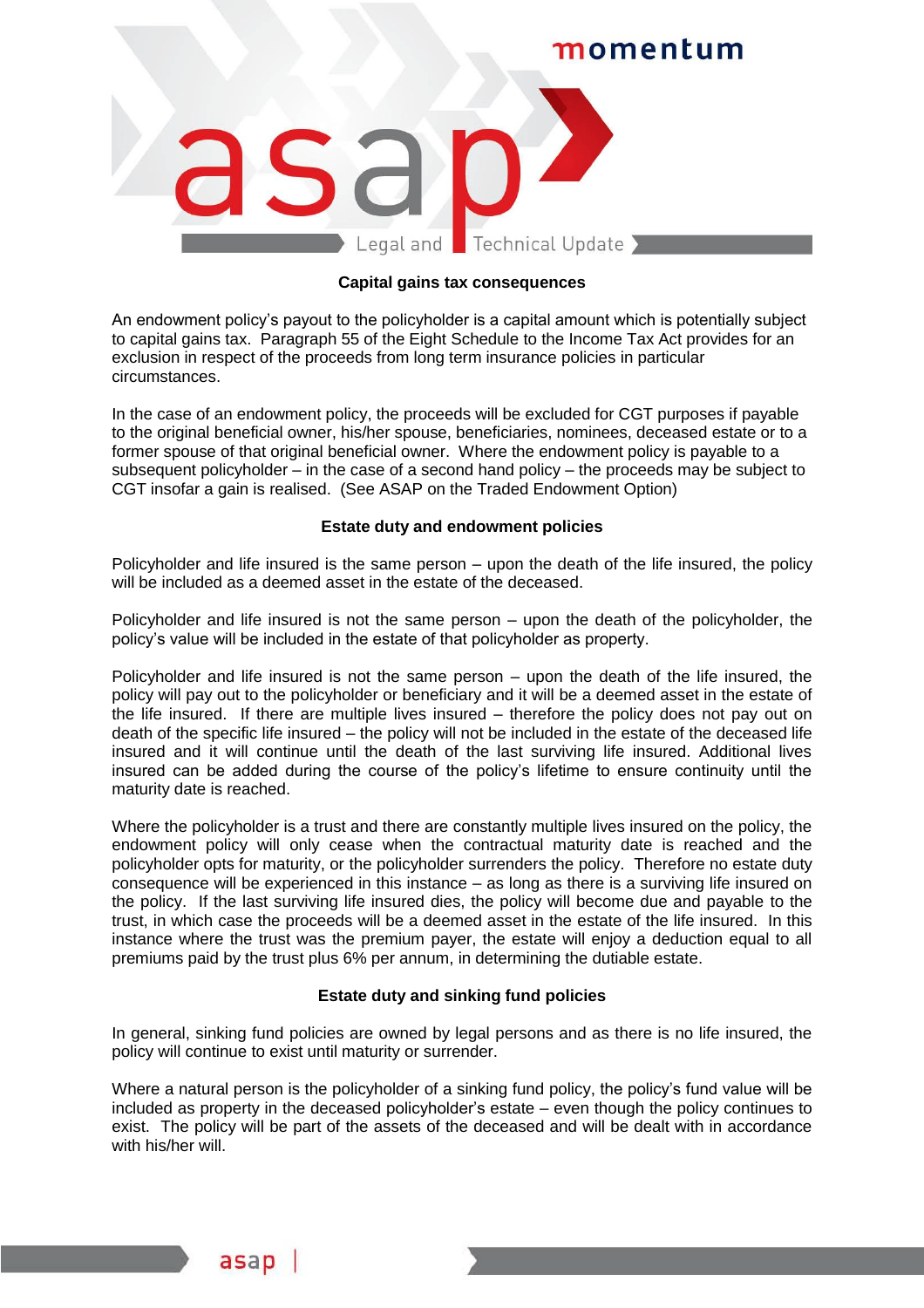## Capital gains tax consequences

An endowment policy's payout to the policyholder is a capital amount which is potentially subject to capital gains tax. Paragraph 55 of the Eight Schedule to the Income Tax Act provides for an exclusion in respect of the proceeds from long term insurance policies in particular circumstances.

In the case of an endowment policy, the proceeds will be excluded for CGT purposes if payable to the original beneficial owner, his/her spouse, beneficiaries, nominees, deceased estate or to a former spouse of that original beneficial owner. Where the endowment policy is payable to a subsequent policyholder – in the case of a second hand policy – the proceeds may be subject to CGT insofar a gain is realised. (See ASAP on the Traded Endowment Option)

## Estate duty and endowment policies

Policyholder and life insured is the same person – upon the death of the life insured, the policy will be included as a deemed asset in the estate of the deceased.

Policyholder and life insured is not the same person – upon the death of the policyholder, the policy's value will be included in the estate of that policyholder as property.

Policyholder and life insured is not the same person – upon the death of the life insured, the policy will pay out to the policyholder or beneficiary and it will be a deemed asset in the estate of the life insured. If there are multiple lives insured – therefore the policy does not pay out on death of the specific life insured – the policy will not be included in the estate of the deceased life insured and it will continue until the death of the last surviving life insured. Additional lives insured can be added during the course of the policy's lifetime to ensure continuity until the maturity date is reached.

Where the policyholder is a trust and there are constantly multiple lives insured on the policy, the endowment policy will only cease when the contractual maturity date is reached and the policyholder opts for maturity, or the policyholder surrenders the policy. Therefore no estate duty consequence will be experienced in this instance – as long as there is a surviving life insured on the policy. If the last surviving life insured dies, the policy will become due and payable to the trust, in which case the proceeds will be a deemed asset in the estate of the life insured. In this instance where the trust was the premium payer, the estate will enjoy a deduction equal to all premiums paid by the trust plus 6% per annum, in determining the dutiable estate.

## Estate duty and sinking fund policies

In general, sinking fund policies are owned by legal persons and as there is no life insured, the policy will continue to exist until maturity or surrender.

Where a natural person is the policyholder of a sinking fund policy, the policy's fund value will be included as property in the deceased policyholder's estate – even though the policy continues to exist. The policy will be part of the assets of the deceased and will be dealt with in accordance with his/her will.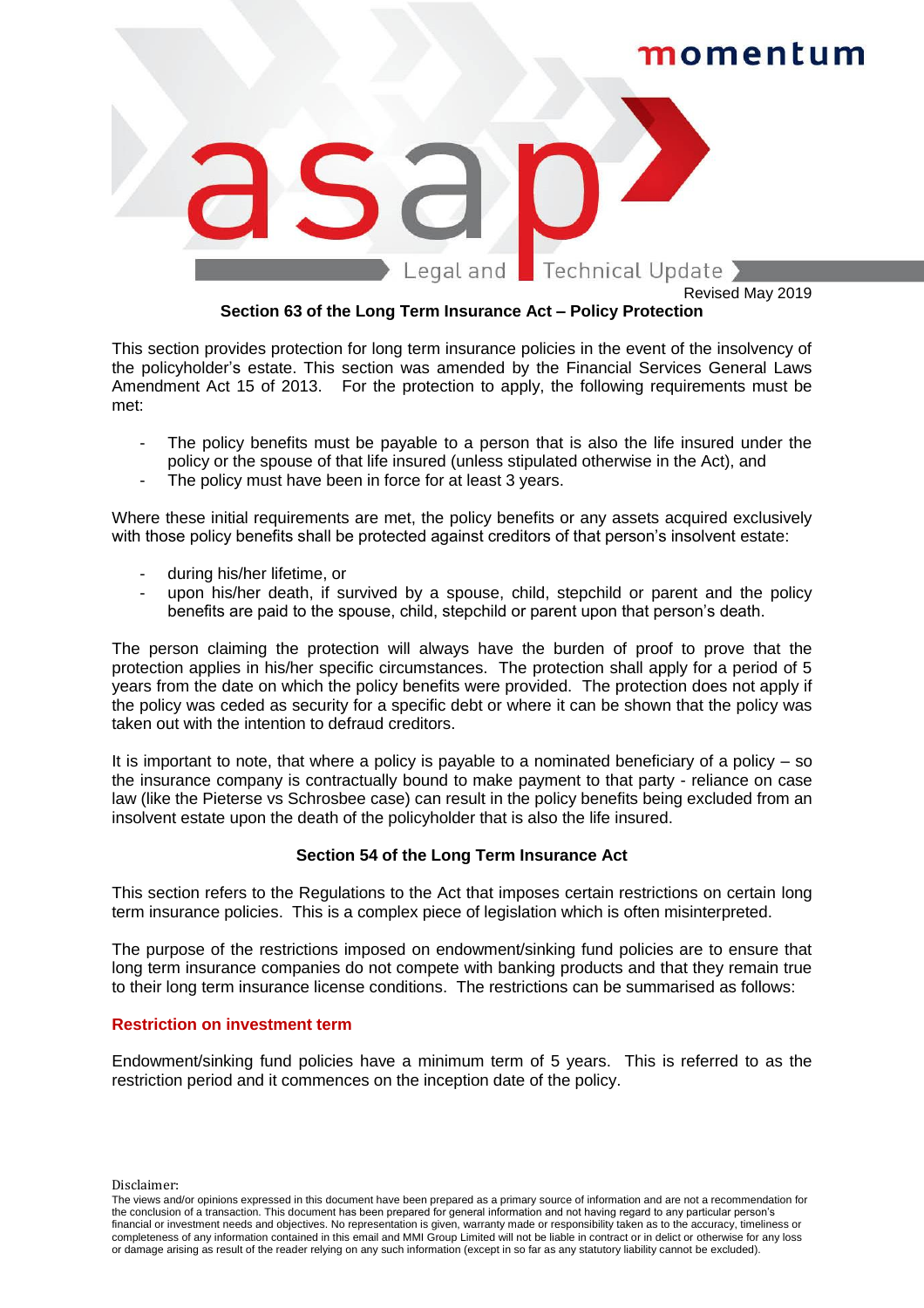Revised May 2019

**Section 63 of the Long Term Insurance Act – Policy Protection**

This section provides protection for long term insurance policies in the event of the insolvency of the policyholder's estate. This section was amended by the Financial Services General Laws Amendment Act 15 of 2013. For the protection to apply, the following requirements must be met:

- The policy benefits must be payable to a person that is also the life insured under the policy or the spouse of that life insured (unless stipulated otherwise in the Act), and
- The policy must have been in force for at least 3 years.

Where these initial requirements are met, the policy benefits or any assets acquired exclusively with those policy benefits shall be protected against creditors of that person's insolvent estate:

- during his/her lifetime, or
- upon his/her death, if survived by a spouse, child, stepchild or parent and the policy benefits are paid to the spouse, child, stepchild or parent upon that person's death.

The person claiming the protection will always have the burden of proof to prove that the protection applies in his/her specific circumstances. The protection shall apply for a period of 5 years from the date on which the policy benefits were provided. The protection does not apply if the policy was ceded as security for a specific debt or where it can be shown that the policy was taken out with the intention to defraud creditors.

It is important to note, that where a policy is payable to a nominated beneficiary of a policy – so the insurance company is contractually bound to make payment to that party - reliance on case law (like the Pieterse vs Schrosbee case) can result in the policy benefits being excluded from an insolvent estate upon the death of the policyholder that is also the life insured.

**Section 54 of the Long Term Insurance Act**

This section refers to the Regulations to the Act that imposes certain restrictions on certain long term insurance policies. This is a complex piece of legislation which is often misinterpreted.

The purpose of the restrictions imposed on endowment/sinking fund policies are to ensure that long term insurance companies do not compete with banking products and that they remain true to their long term insurance license conditions. The restrictions can be summarised as follows:

**Restriction on investment term**

Endowment/sinking fund policies have a minimum term of 5 years. This is referred to as the restriction period and it commences on the inception date of the policy.

Disclaimer:
The views and/or opinions expressed in this document have been prepared as a primary source of information and are not a recommendation for the conclusion of a transaction. This document has been prepared for general information and not having regard to any particular person's financial or investment needs and objectives. No representation is given, warranty made or responsibility taken as to the accuracy, timeliness or completeness of any information contained in this email and MMI Group Limited will not be liable in contract or in delict or otherwise for any loss or damage arising as result of the reader relying on any such information (except in so far as any statutory liability cannot be excluded).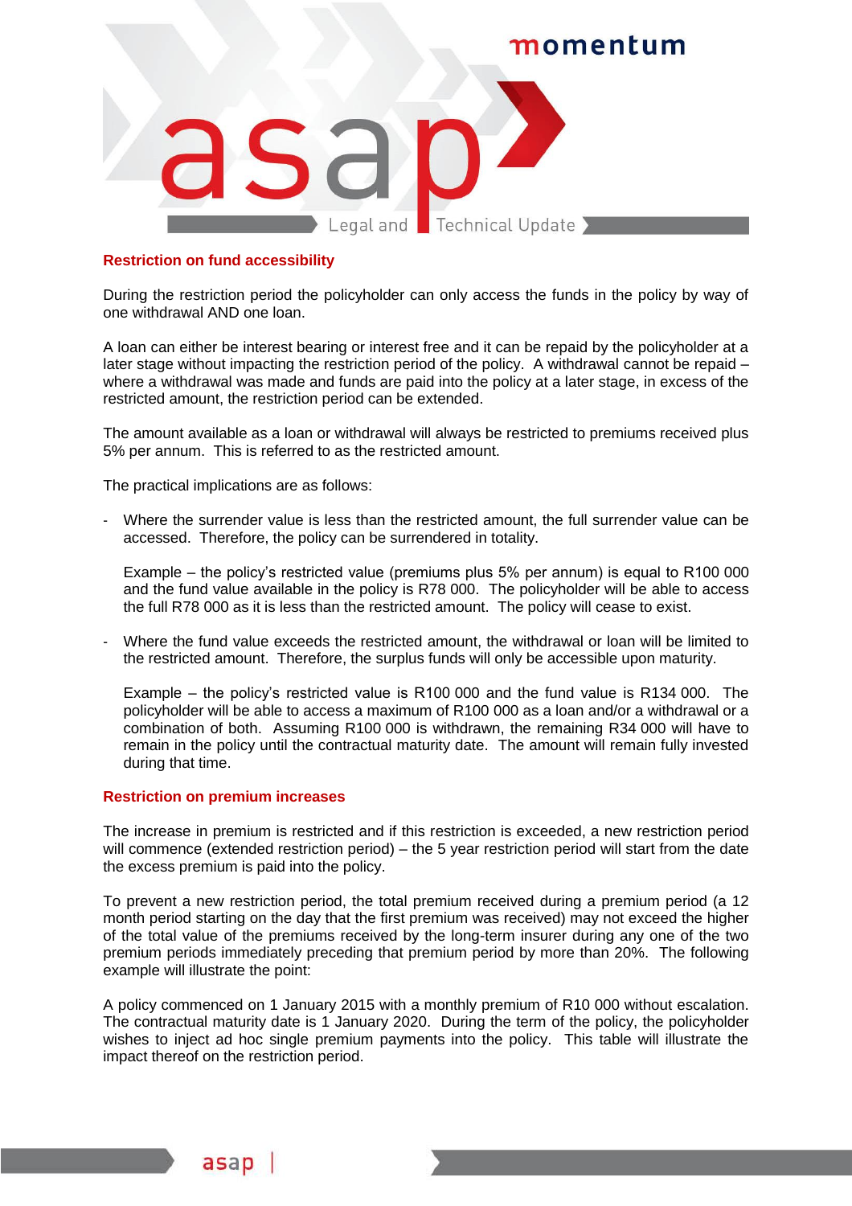### Restriction on fund accessibility

During the restriction period the policyholder can only access the funds in the policy by way of one withdrawal AND one loan.

A loan can either be interest bearing or interest free and it can be repaid by the policyholder at a later stage without impacting the restriction period of the policy. A withdrawal cannot be repaid – where a withdrawal was made and funds are paid into the policy at a later stage, in excess of the restricted amount, the restriction period can be extended.

The amount available as a loan or withdrawal will always be restricted to premiums received plus 5% per annum. This is referred to as the restricted amount.

The practical implications are as follows:

- Where the surrender value is less than the restricted amount, the full surrender value can be accessed. Therefore, the policy can be surrendered in totality.

  Example – the policy's restricted value (premiums plus 5% per annum) is equal to R100 000 and the fund value available in the policy is R78 000. The policyholder will be able to access the full R78 000 as it is less than the restricted amount. The policy will cease to exist.

- Where the fund value exceeds the restricted amount, the withdrawal or loan will be limited to the restricted amount. Therefore, the surplus funds will only be accessible upon maturity.

  Example – the policy's restricted value is R100 000 and the fund value is R134 000. The policyholder will be able to access a maximum of R100 000 as a loan and/or a withdrawal or a combination of both. Assuming R100 000 is withdrawn, the remaining R34 000 will have to remain in the policy until the contractual maturity date. The amount will remain fully invested during that time.

### Restriction on premium increases

The increase in premium is restricted and if this restriction is exceeded, a new restriction period will commence (extended restriction period) – the 5 year restriction period will start from the date the excess premium is paid into the policy.

To prevent a new restriction period, the total premium received during a premium period (a 12 month period starting on the day that the first premium was received) may not exceed the higher of the total value of the premiums received by the long-term insurer during any one of the two premium periods immediately preceding that premium period by more than 20%. The following example will illustrate the point:

A policy commenced on 1 January 2015 with a monthly premium of R10 000 without escalation. The contractual maturity date is 1 January 2020. During the term of the policy, the policyholder wishes to inject ad hoc single premium payments into the policy. This table will illustrate the impact thereof on the restriction period.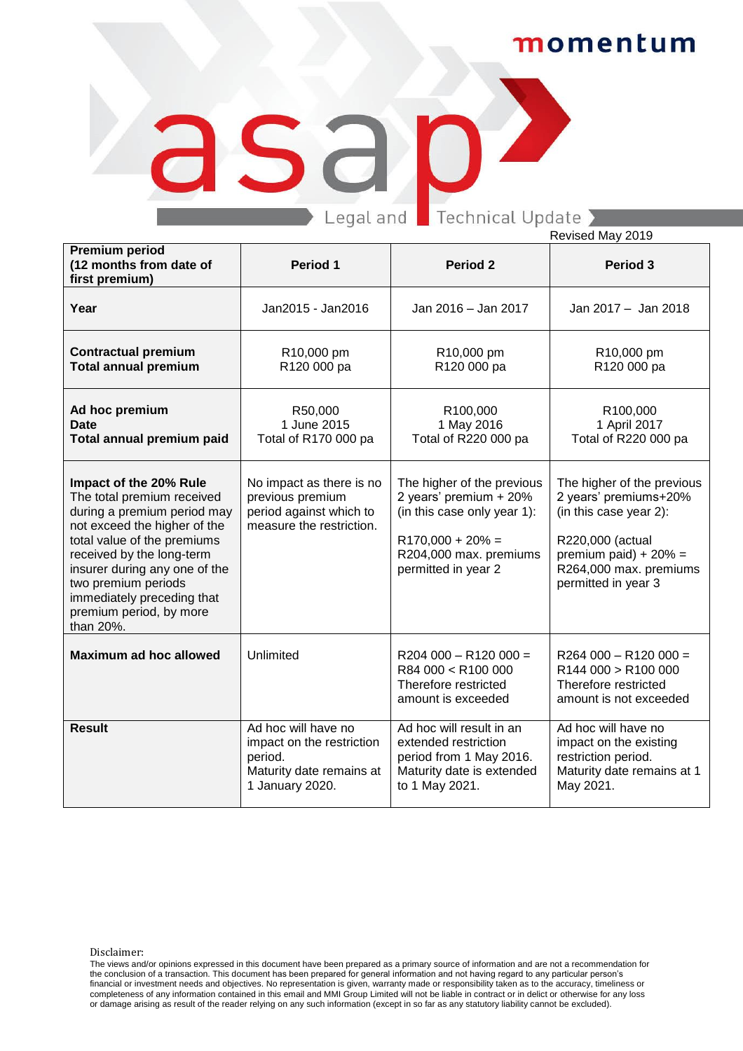Revised May 2019

| Premium period (12 months from date of first premium) | Period 1 | Period 2 | Period 3 |
|---|---|---|---|
| **Year** | Jan2015 - Jan2016 | Jan 2016 – Jan 2017 | Jan 2017 – Jan 2018 |
| **Contractual premium**<br>**Total annual premium** | R10,000 pm<br>R120 000 pa | R10,000 pm<br>R120 000 pa | R10,000 pm<br>R120 000 pa |
| **Ad hoc premium**<br>**Date**<br>**Total annual premium paid** | R50,000<br>1 June 2015<br>Total of R170 000 pa | R100,000<br>1 May 2016<br>Total of R220 000 pa | R100,000<br>1 April 2017<br>Total of R220 000 pa |
| **Impact of the 20% Rule**<br>The total premium received during a premium period may not exceed the higher of the total value of the premiums received by the long-term insurer during any one of the two premium periods immediately preceding that premium period, by more than 20%. | No impact as there is no previous premium period against which to measure the restriction. | The higher of the previous 2 years' premium + 20% (in this case only year 1):<br><br>R170,000 + 20% = R204,000 max. premiums permitted in year 2 | The higher of the previous 2 years' premiums+20% (in this case year 2):<br><br>R220,000 (actual premium paid) + 20% = R264,000 max. premiums permitted in year 3 |
| **Maximum ad hoc allowed** | Unlimited | R204 000 – R120 000 = R84 000 < R100 000<br>Therefore restricted amount is exceeded | R264 000 – R120 000 = R144 000 > R100 000<br>Therefore restricted amount is not exceeded |
| **Result** | Ad hoc will have no impact on the restriction period.<br>Maturity date remains at 1 January 2020. | Ad hoc will result in an extended restriction period from 1 May 2016.<br>Maturity date is extended to 1 May 2021. | Ad hoc will have no impact on the existing restriction period.<br>Maturity date remains at 1 May 2021. |

Disclaimer:

The views and/or opinions expressed in this document have been prepared as a primary source of information and are not a recommendation for the conclusion of a transaction. This document has been prepared for general information and not having regard to any particular person's financial or investment needs and objectives. No representation is given, warranty made or responsibility taken as to the accuracy, timeliness or completeness of any information contained in this email and MMI Group Limited will not be liable in contract or in delict or otherwise for any loss or damage arising as result of the reader relying on any such information (except in so far as any statutory liability cannot be excluded).